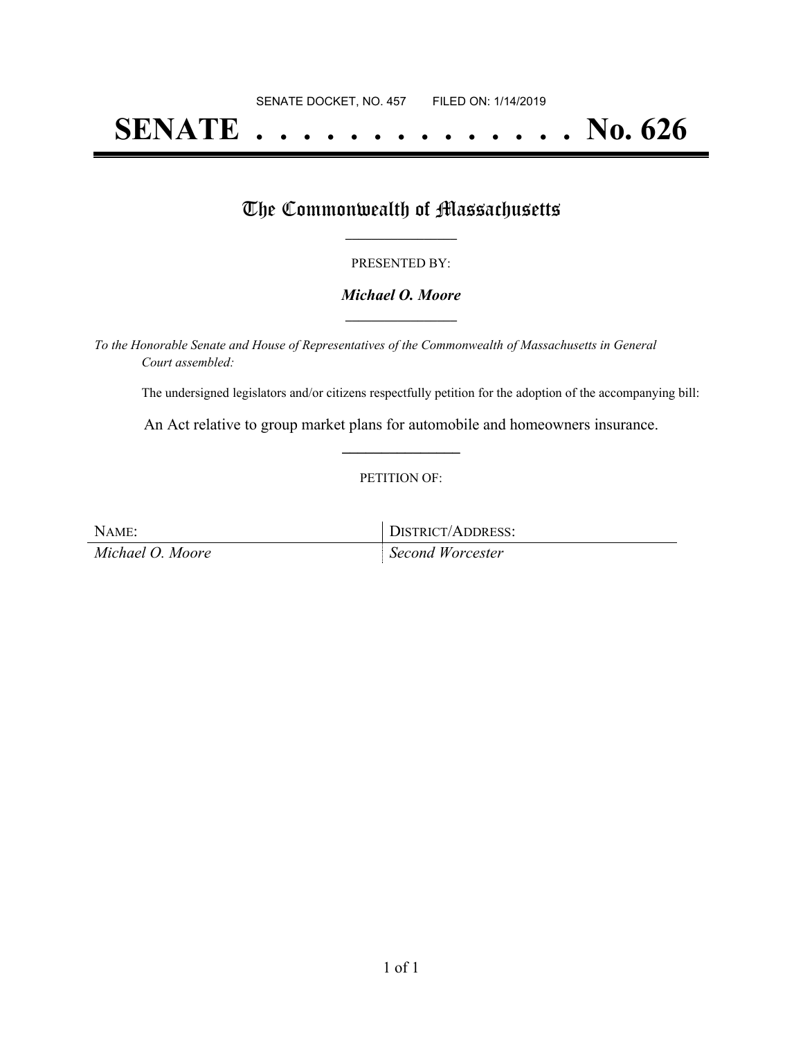SENATE DOCKET, NO. 457        FILED ON: 1/14/2019

# SENATE . . . . . . . . . . . . . . No. 626

## The Commonwealth of Massachusetts

PRESENTED BY:

***Michael O. Moore***

*To the Honorable Senate and House of Representatives of the Commonwealth of Massachusetts in General Court assembled:*

The undersigned legislators and/or citizens respectfully petition for the adoption of the accompanying bill:

An Act relative to group market plans for automobile and homeowners insurance.

PETITION OF:

| NAME: | DISTRICT/ADDRESS: |
| --- | --- |
| *Michael O. Moore* | *Second Worcester* |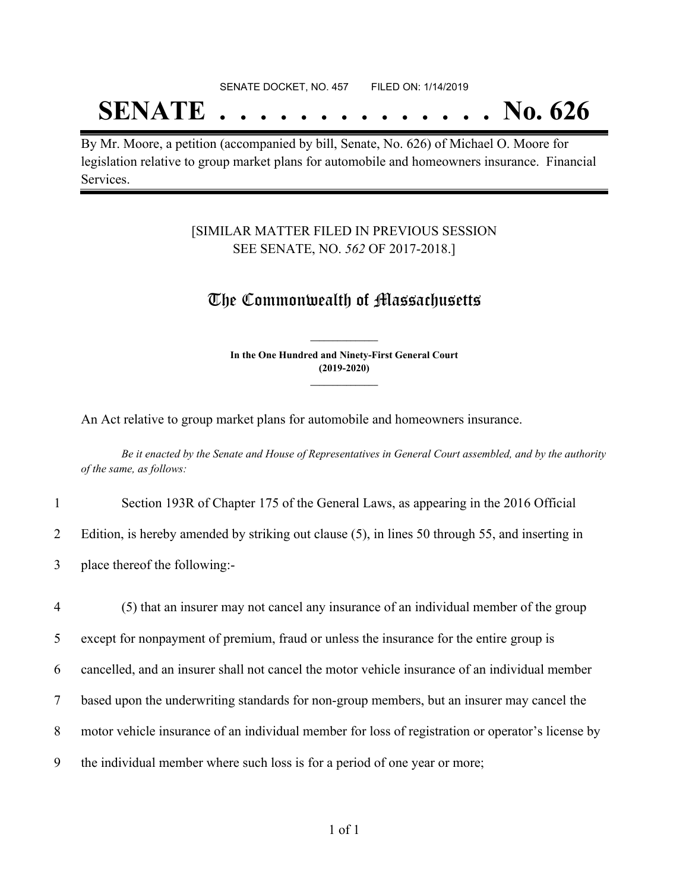SENATE DOCKET, NO. 457        FILED ON: 1/14/2019

# SENATE . . . . . . . . . . . . . . No. 626

By Mr. Moore, a petition (accompanied by bill, Senate, No. 626) of Michael O. Moore for legislation relative to group market plans for automobile and homeowners insurance. Financial Services.

[SIMILAR MATTER FILED IN PREVIOUS SESSION SEE SENATE, NO. *562* OF 2017-2018.]

## The Commonwealth of Massachusetts

**In the One Hundred and Ninety-First General Court (2019-2020)**

An Act relative to group market plans for automobile and homeowners insurance.

*Be it enacted by the Senate and House of Representatives in General Court assembled, and by the authority of the same, as follows:*

1 Section 193R of Chapter 175 of the General Laws, as appearing in the 2016 Official
2 Edition, is hereby amended by striking out clause (5), in lines 50 through 55, and inserting in
3 place thereof the following:-

4 (5) that an insurer may not cancel any insurance of an individual member of the group
5 except for nonpayment of premium, fraud or unless the insurance for the entire group is
6 cancelled, and an insurer shall not cancel the motor vehicle insurance of an individual member
7 based upon the underwriting standards for non-group members, but an insurer may cancel the
8 motor vehicle insurance of an individual member for loss of registration or operator's license by
9 the individual member where such loss is for a period of one year or more;